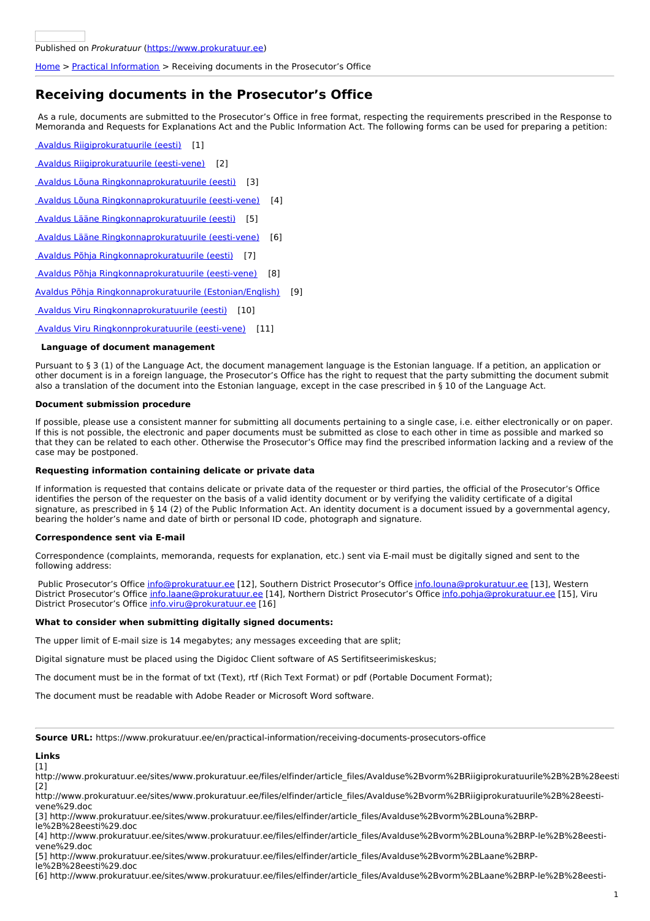Published on *Prokuratuur* (https://www.prokuratuur.ee)

Home > Practical Information > Receiving documents in the Prosecutor's Office

# Receiving documents in the Prosecutor's Office

As a rule, documents are submitted to the Prosecutor's Office in free format, respecting the requirements prescribed in the Response to Memoranda and Requests for Explanations Act and the Public Information Act. The following forms can be used for preparing a petition:

Avaldus Riigiprokuratuurile (eesti) [1]

Avaldus Riigiprokuratuurile (eesti-vene) [2]

Avaldus Lõuna Ringkonnaprokuratuurile (eesti) [3]

Avaldus Lõuna Ringkonnaprokuratuurile (eesti-vene) [4]

Avaldus Lääne Ringkonnaprokuratuurile (eesti) [5]

Avaldus Lääne Ringkonnaprokuratuurile (eesti-vene) [6]

Avaldus Põhja Ringkonnaprokuratuurile (eesti) [7]

Avaldus Põhja Ringkonnaprokuratuurile (eesti-vene) [8]

Avaldus Põhja Ringkonnaprokuratuurile (Estonian/English) [9]

Avaldus Viru Ringkonnaprokuratuurile (eesti) [10]

Avaldus Viru Ringkonnprokuratuurile (eesti-vene) [11]

**Language of document management**

Pursuant to § 3 (1) of the Language Act, the document management language is the Estonian language. If a petition, an application or other document is in a foreign language, the Prosecutor's Office has the right to request that the party submitting the document submit also a translation of the document into the Estonian language, except in the case prescribed in § 10 of the Language Act.

**Document submission procedure**

If possible, please use a consistent manner for submitting all documents pertaining to a single case, i.e. either electronically or on paper. If this is not possible, the electronic and paper documents must be submitted as close to each other in time as possible and marked so that they can be related to each other. Otherwise the Prosecutor's Office may find the prescribed information lacking and a review of the case may be postponed.

**Requesting information containing delicate or private data**

If information is requested that contains delicate or private data of the requester or third parties, the official of the Prosecutor's Office identifies the person of the requester on the basis of a valid identity document or by verifying the validity certificate of a digital signature, as prescribed in § 14 (2) of the Public Information Act. An identity document is a document issued by a governmental agency, bearing the holder's name and date of birth or personal ID code, photograph and signature.

**Correspondence sent via E-mail**

Correspondence (complaints, memoranda, requests for explanation, etc.) sent via E-mail must be digitally signed and sent to the following address:

Public Prosecutor's Office info@prokuratuur.ee [12], Southern District Prosecutor's Office info.louna@prokuratuur.ee [13], Western District Prosecutor's Office info.laane@prokuratuur.ee [14], Northern District Prosecutor's Office info.pohja@prokuratuur.ee [15], Viru District Prosecutor's Office info.viru@prokuratuur.ee [16]

**What to consider when submitting digitally signed documents:**

The upper limit of E-mail size is 14 megabytes; any messages exceeding that are split;

Digital signature must be placed using the Digidoc Client software of AS Sertifitseerimiskeskus;

The document must be in the format of txt (Text), rtf (Rich Text Format) or pdf (Portable Document Format);

The document must be readable with Adobe Reader or Microsoft Word software.

---

**Source URL:** https://www.prokuratuur.ee/en/practical-information/receiving-documents-prosecutors-office

**Links**

[1] http://www.prokuratuur.ee/sites/www.prokuratuur.ee/files/elfinder/article_files/Avalduse%2Bvorm%2BRiigiprokuratuurile%2B%2B%28eesti

[2] http://www.prokuratuur.ee/sites/www.prokuratuur.ee/files/elfinder/article_files/Avalduse%2Bvorm%2BRiigiprokuratuurile%2B%28eesti-vene%29.doc

[3] http://www.prokuratuur.ee/sites/www.prokuratuur.ee/files/elfinder/article_files/Avalduse%2Bvorm%2BLouna%2BRP-le%2B%28eesti%29.doc

[4] http://www.prokuratuur.ee/sites/www.prokuratuur.ee/files/elfinder/article_files/Avalduse%2Bvorm%2BLouna%2BRP-le%2B%28eesti-vene%29.doc

[5] http://www.prokuratuur.ee/sites/www.prokuratuur.ee/files/elfinder/article_files/Avalduse%2Bvorm%2BLaane%2BRP-le%2B%28eesti%29.doc

[6] http://www.prokuratuur.ee/sites/www.prokuratuur.ee/files/elfinder/article_files/Avalduse%2Bvorm%2BLaane%2BRP-le%2B%28eesti-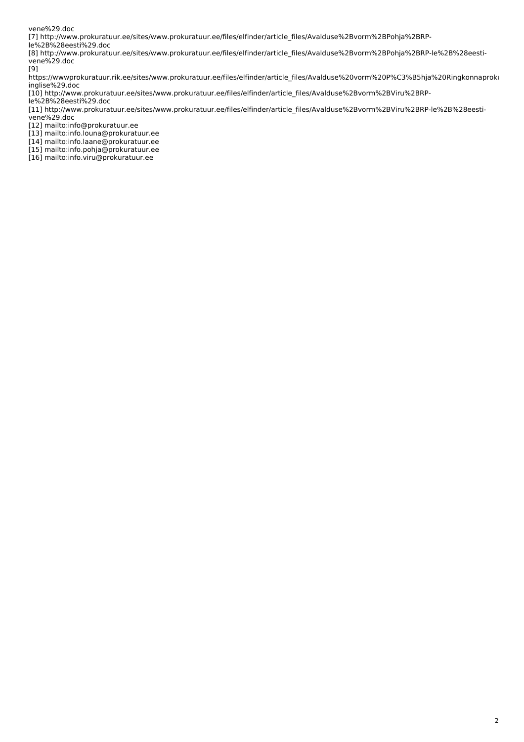vene%29.doc

[7] http://www.prokuratuur.ee/sites/www.prokuratuur.ee/files/elfinder/article_files/Avalduse%2Bvorm%2BPohja%2BRP-le%2B%28eesti%29.doc

[8] http://www.prokuratuur.ee/sites/www.prokuratuur.ee/files/elfinder/article_files/Avalduse%2Bvorm%2BPohja%2BRP-le%2B%28eesti-vene%29.doc

[9] https://wwwprokuratuur.rik.ee/sites/www.prokuratuur.ee/files/elfinder/article_files/Avalduse%20vorm%20P%C3%B5hja%20Ringkonnaproku inglise%29.doc

[10] http://www.prokuratuur.ee/sites/www.prokuratuur.ee/files/elfinder/article_files/Avalduse%2Bvorm%2BViru%2BRP-le%2B%28eesti%29.doc

[11] http://www.prokuratuur.ee/sites/www.prokuratuur.ee/files/elfinder/article_files/Avalduse%2Bvorm%2BViru%2BRP-le%2B%28eesti-vene%29.doc

[12] mailto:info@prokuratuur.ee

[13] mailto:info.louna@prokuratuur.ee

[14] mailto:info.laane@prokuratuur.ee

[15] mailto:info.pohja@prokuratuur.ee

[16] mailto:info.viru@prokuratuur.ee